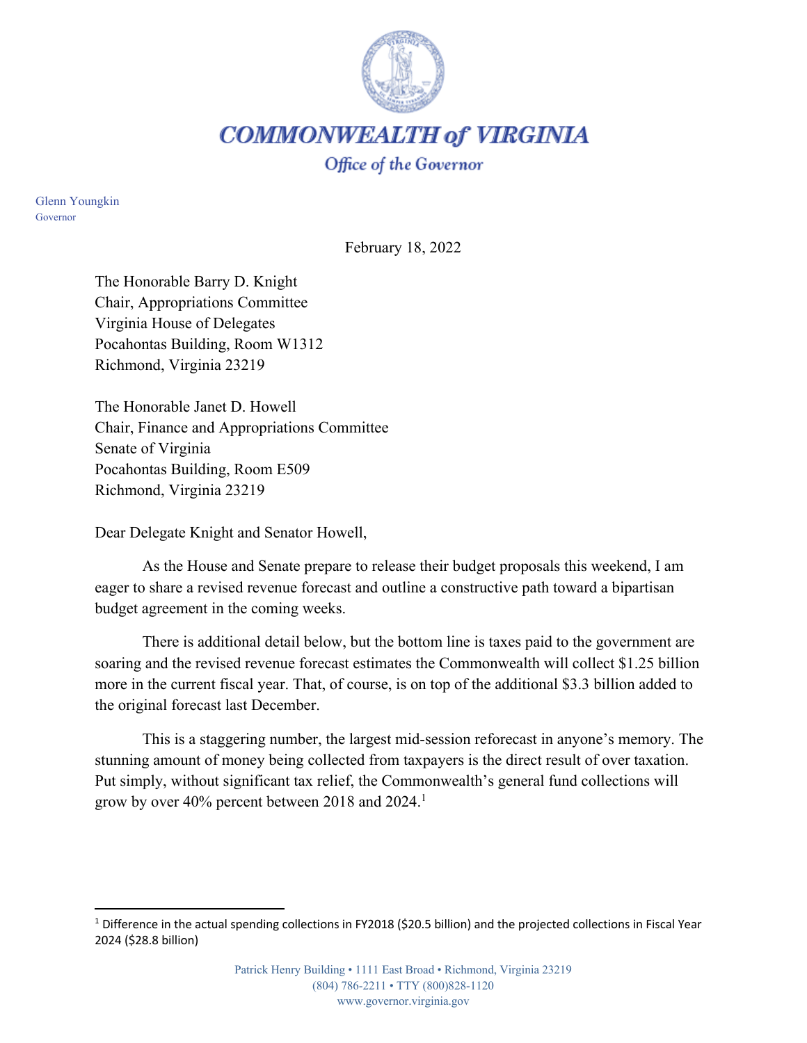# COMMONWEALTH of VIRGINIA

*Office of the Governor*

Glenn Youngkin
Governor

February 18, 2022

The Honorable Barry D. Knight
Chair, Appropriations Committee
Virginia House of Delegates
Pocahontas Building, Room W1312
Richmond, Virginia 23219

The Honorable Janet D. Howell
Chair, Finance and Appropriations Committee
Senate of Virginia
Pocahontas Building, Room E509
Richmond, Virginia 23219

Dear Delegate Knight and Senator Howell,

As the House and Senate prepare to release their budget proposals this weekend, I am eager to share a revised revenue forecast and outline a constructive path toward a bipartisan budget agreement in the coming weeks.

There is additional detail below, but the bottom line is taxes paid to the government are soaring and the revised revenue forecast estimates the Commonwealth will collect $1.25 billion more in the current fiscal year. That, of course, is on top of the additional $3.3 billion added to the original forecast last December.

This is a staggering number, the largest mid-session reforecast in anyone's memory. The stunning amount of money being collected from taxpayers is the direct result of over taxation. Put simply, without significant tax relief, the Commonwealth's general fund collections will grow by over 40% percent between 2018 and 2024.[1]

[1] Difference in the actual spending collections in FY2018 ($20.5 billion) and the projected collections in Fiscal Year 2024 ($28.8 billion)

Patrick Henry Building • 1111 East Broad • Richmond, Virginia 23219
(804) 786-2211 • TTY (800)828-1120
www.governor.virginia.gov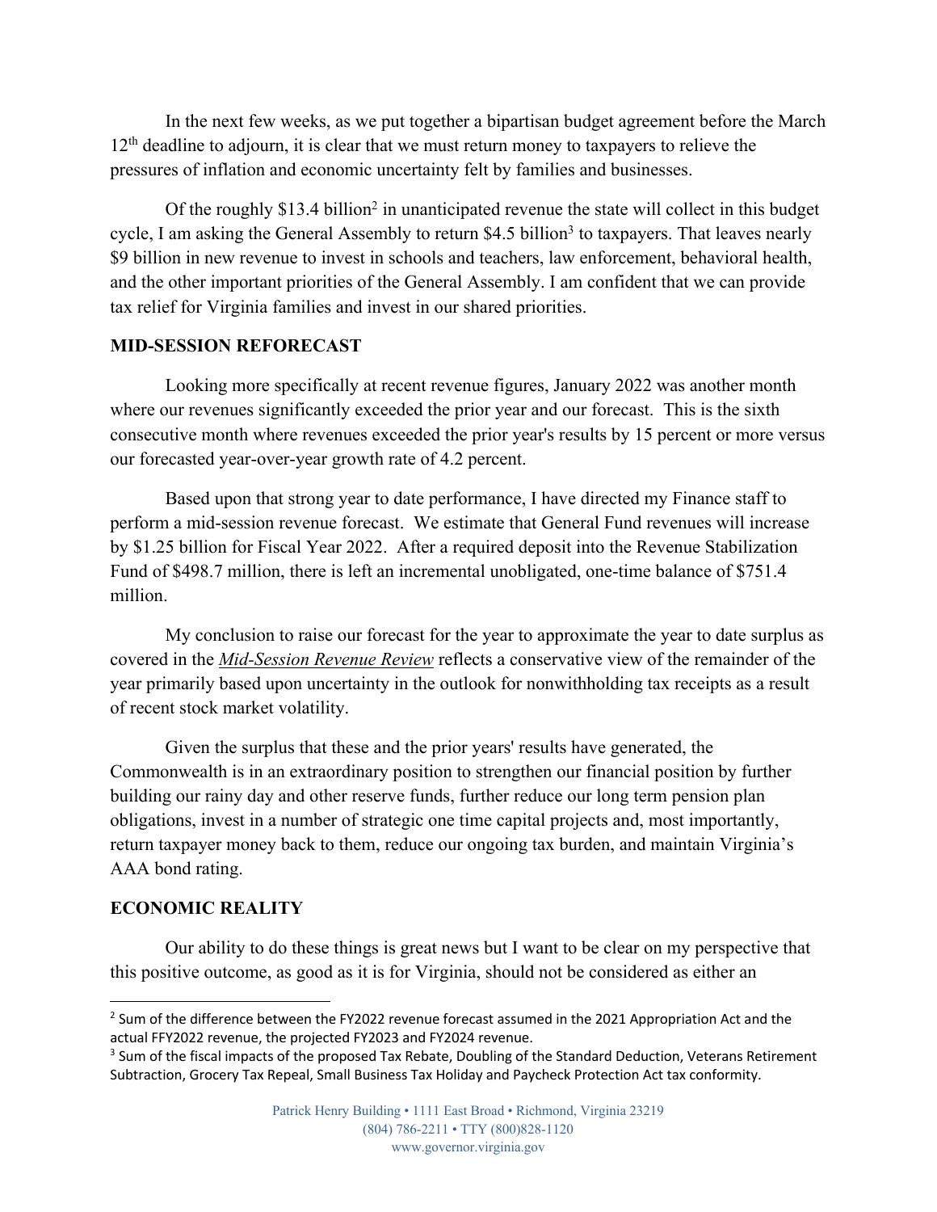In the next few weeks, as we put together a bipartisan budget agreement before the March 12th deadline to adjourn, it is clear that we must return money to taxpayers to relieve the pressures of inflation and economic uncertainty felt by families and businesses.

Of the roughly $13.4 billion[2] in unanticipated revenue the state will collect in this budget cycle, I am asking the General Assembly to return $4.5 billion[3] to taxpayers. That leaves nearly $9 billion in new revenue to invest in schools and teachers, law enforcement, behavioral health, and the other important priorities of the General Assembly. I am confident that we can provide tax relief for Virginia families and invest in our shared priorities.

**MID-SESSION REFORECAST**

Looking more specifically at recent revenue figures, January 2022 was another month where our revenues significantly exceeded the prior year and our forecast. This is the sixth consecutive month where revenues exceeded the prior year's results by 15 percent or more versus our forecasted year-over-year growth rate of 4.2 percent.

Based upon that strong year to date performance, I have directed my Finance staff to perform a mid-session revenue forecast. We estimate that General Fund revenues will increase by $1.25 billion for Fiscal Year 2022. After a required deposit into the Revenue Stabilization Fund of $498.7 million, there is left an incremental unobligated, one-time balance of $751.4 million.

My conclusion to raise our forecast for the year to approximate the year to date surplus as covered in the *Mid-Session Revenue Review* reflects a conservative view of the remainder of the year primarily based upon uncertainty in the outlook for nonwithholding tax receipts as a result of recent stock market volatility.

Given the surplus that these and the prior years' results have generated, the Commonwealth is in an extraordinary position to strengthen our financial position by further building our rainy day and other reserve funds, further reduce our long term pension plan obligations, invest in a number of strategic one time capital projects and, most importantly, return taxpayer money back to them, reduce our ongoing tax burden, and maintain Virginia's AAA bond rating.

**ECONOMIC REALITY**

Our ability to do these things is great news but I want to be clear on my perspective that this positive outcome, as good as it is for Virginia, should not be considered as either an

---

[2] Sum of the difference between the FY2022 revenue forecast assumed in the 2021 Appropriation Act and the actual FFY2022 revenue, the projected FY2023 and FY2024 revenue.

[3] Sum of the fiscal impacts of the proposed Tax Rebate, Doubling of the Standard Deduction, Veterans Retirement Subtraction, Grocery Tax Repeal, Small Business Tax Holiday and Paycheck Protection Act tax conformity.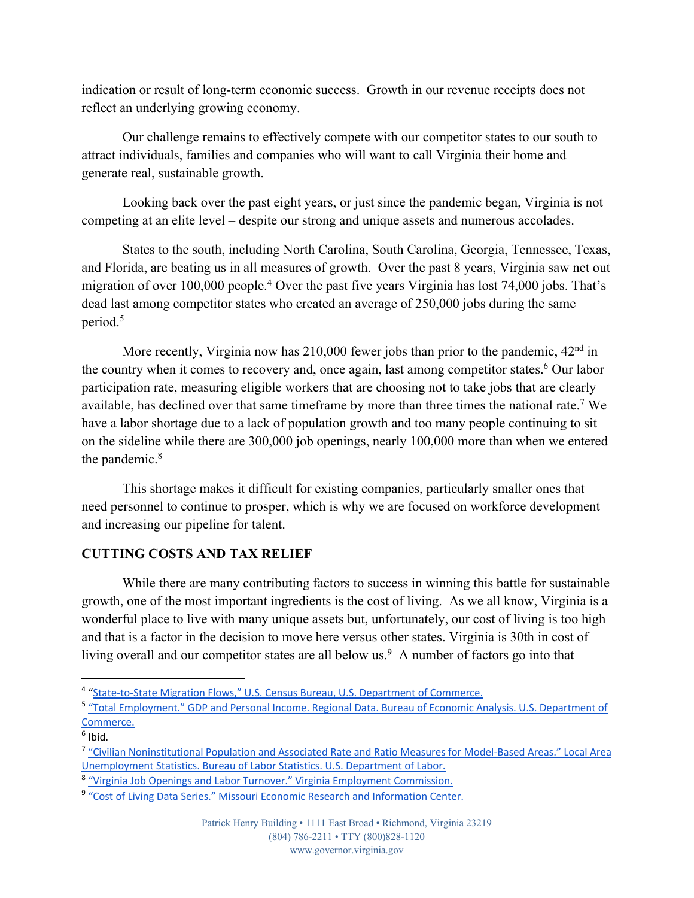indication or result of long-term economic success. Growth in our revenue receipts does not reflect an underlying growing economy.

Our challenge remains to effectively compete with our competitor states to our south to attract individuals, families and companies who will want to call Virginia their home and generate real, sustainable growth.

Looking back over the past eight years, or just since the pandemic began, Virginia is not competing at an elite level – despite our strong and unique assets and numerous accolades.

States to the south, including North Carolina, South Carolina, Georgia, Tennessee, Texas, and Florida, are beating us in all measures of growth. Over the past 8 years, Virginia saw net out migration of over 100,000 people.[4] Over the past five years Virginia has lost 74,000 jobs. That's dead last among competitor states who created an average of 250,000 jobs during the same period.[5]

More recently, Virginia now has 210,000 fewer jobs than prior to the pandemic, 42nd in the country when it comes to recovery and, once again, last among competitor states.[6] Our labor participation rate, measuring eligible workers that are choosing not to take jobs that are clearly available, has declined over that same timeframe by more than three times the national rate.[7] We have a labor shortage due to a lack of population growth and too many people continuing to sit on the sideline while there are 300,000 job openings, nearly 100,000 more than when we entered the pandemic.[8]

This shortage makes it difficult for existing companies, particularly smaller ones that need personnel to continue to prosper, which is why we are focused on workforce development and increasing our pipeline for talent.

**CUTTING COSTS AND TAX RELIEF**

While there are many contributing factors to success in winning this battle for sustainable growth, one of the most important ingredients is the cost of living. As we all know, Virginia is a wonderful place to live with many unique assets but, unfortunately, our cost of living is too high and that is a factor in the decision to move here versus other states. Virginia is 30th in cost of living overall and our competitor states are all below us.[9] A number of factors go into that

---

[4] "State-to-State Migration Flows," U.S. Census Bureau, U.S. Department of Commerce.

[5] "Total Employment." GDP and Personal Income. Regional Data. Bureau of Economic Analysis. U.S. Department of Commerce.

[6] Ibid.

[7] "Civilian Noninstitutional Population and Associated Rate and Ratio Measures for Model-Based Areas." Local Area Unemployment Statistics. Bureau of Labor Statistics. U.S. Department of Labor.

[8] "Virginia Job Openings and Labor Turnover." Virginia Employment Commission.

[9] "Cost of Living Data Series." Missouri Economic Research and Information Center.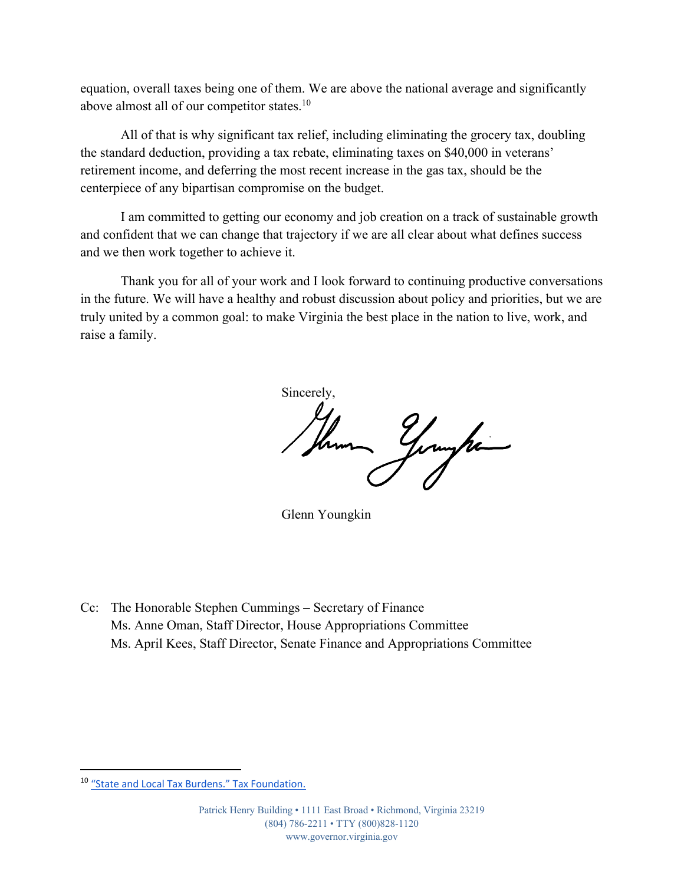equation, overall taxes being one of them. We are above the national average and significantly above almost all of our competitor states.[10]

All of that is why significant tax relief, including eliminating the grocery tax, doubling the standard deduction, providing a tax rebate, eliminating taxes on $40,000 in veterans' retirement income, and deferring the most recent increase in the gas tax, should be the centerpiece of any bipartisan compromise on the budget.

I am committed to getting our economy and job creation on a track of sustainable growth and confident that we can change that trajectory if we are all clear about what defines success and we then work together to achieve it.

Thank you for all of your work and I look forward to continuing productive conversations in the future. We will have a healthy and robust discussion about policy and priorities, but we are truly united by a common goal: to make Virginia the best place in the nation to live, work, and raise a family.

Sincerely,

Glenn Youngkin

Cc: The Honorable Stephen Cummings – Secretary of Finance
Ms. Anne Oman, Staff Director, House Appropriations Committee
Ms. April Kees, Staff Director, Senate Finance and Appropriations Committee

[10] "State and Local Tax Burdens." Tax Foundation.

Patrick Henry Building • 1111 East Broad • Richmond, Virginia 23219
(804) 786-2211 • TTY (800)828-1120
www.governor.virginia.gov